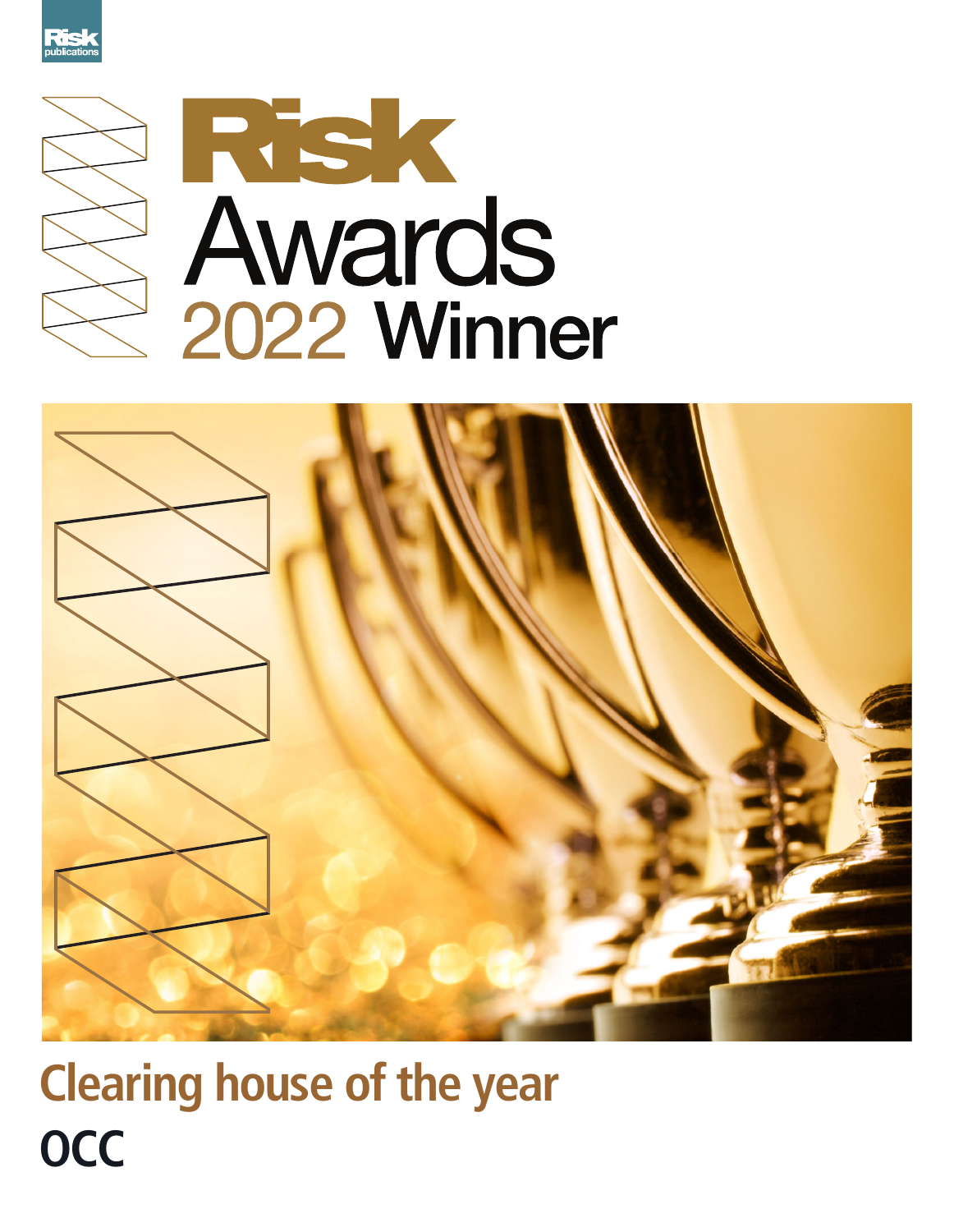Risk publications

# Risk Awards 2022 Winner

## Clearing house of the year

## OCC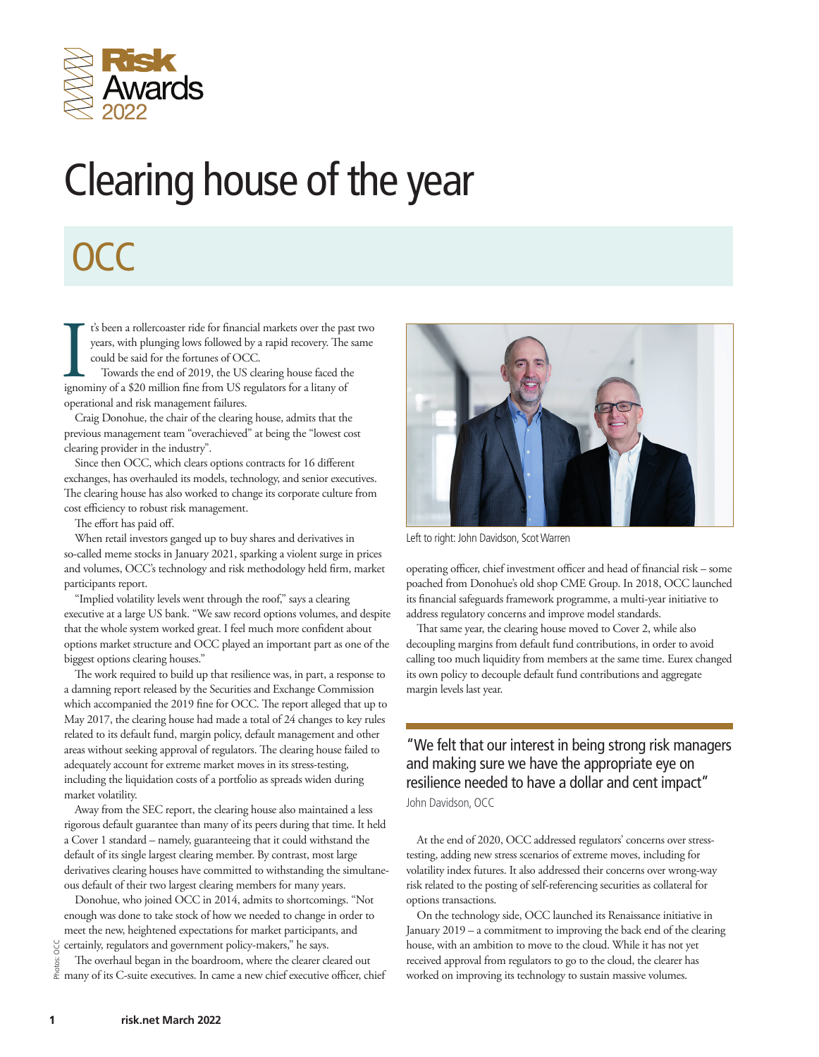# Clearing house of the year

## OCC

It's been a rollercoaster ride for financial markets over the past two years, with plunging lows followed by a rapid recovery. The same could be said for the fortunes of OCC.

Towards the end of 2019, the US clearing house faced the ignominy of a $20 million fine from US regulators for a litany of operational and risk management failures.

Craig Donohue, the chair of the clearing house, admits that the previous management team "overachieved" at being the "lowest cost clearing provider in the industry".

Since then OCC, which clears options contracts for 16 different exchanges, has overhauled its models, technology, and senior executives. The clearing house has also worked to change its corporate culture from cost efficiency to robust risk management.

The effort has paid off.

When retail investors ganged up to buy shares and derivatives in so-called meme stocks in January 2021, sparking a violent surge in prices and volumes, OCC's technology and risk methodology held firm, market participants report.

"Implied volatility levels went through the roof," says a clearing executive at a large US bank. "We saw record options volumes, and despite that the whole system worked great. I feel much more confident about options market structure and OCC played an important part as one of the biggest options clearing houses."

The work required to build up that resilience was, in part, a response to a damning report released by the Securities and Exchange Commission which accompanied the 2019 fine for OCC. The report alleged that up to May 2017, the clearing house had made a total of 24 changes to key rules related to its default fund, margin policy, default management and other areas without seeking approval of regulators. The clearing house failed to adequately account for extreme market moves in its stress-testing, including the liquidation costs of a portfolio as spreads widen during market volatility.

Away from the SEC report, the clearing house also maintained a less rigorous default guarantee than many of its peers during that time. It held a Cover 1 standard – namely, guaranteeing that it could withstand the default of its single largest clearing member. By contrast, most large derivatives clearing houses have committed to withstanding the simultaneous default of their two largest clearing members for many years.

Donohue, who joined OCC in 2014, admits to shortcomings. "Not enough was done to take stock of how we needed to change in order to meet the new, heightened expectations for market participants, and certainly, regulators and government policy-makers," he says.

The overhaul began in the boardroom, where the clearer cleared out many of its C-suite executives. In came a new chief executive officer, chief operating officer, chief investment officer and head of financial risk – some poached from Donohue's old shop CME Group. In 2018, OCC launched its financial safeguards framework programme, a multi-year initiative to address regulatory concerns and improve model standards.

Left to right: John Davidson, Scot Warren

That same year, the clearing house moved to Cover 2, while also decoupling margins from default fund contributions, in order to avoid calling too much liquidity from members at the same time. Eurex changed its own policy to decouple default fund contributions and aggregate margin levels last year.

> "We felt that our interest in being strong risk managers and making sure we have the appropriate eye on resilience needed to have a dollar and cent impact"
> John Davidson, OCC

At the end of 2020, OCC addressed regulators' concerns over stress-testing, adding new stress scenarios of extreme moves, including for volatility index futures. It also addressed their concerns over wrong-way risk related to the posting of self-referencing securities as collateral for options transactions.

On the technology side, OCC launched its Renaissance initiative in January 2019 – a commitment to improving the back end of the clearing house, with an ambition to move to the cloud. While it has not yet received approval from regulators to go to the cloud, the clearer has worked on improving its technology to sustain massive volumes.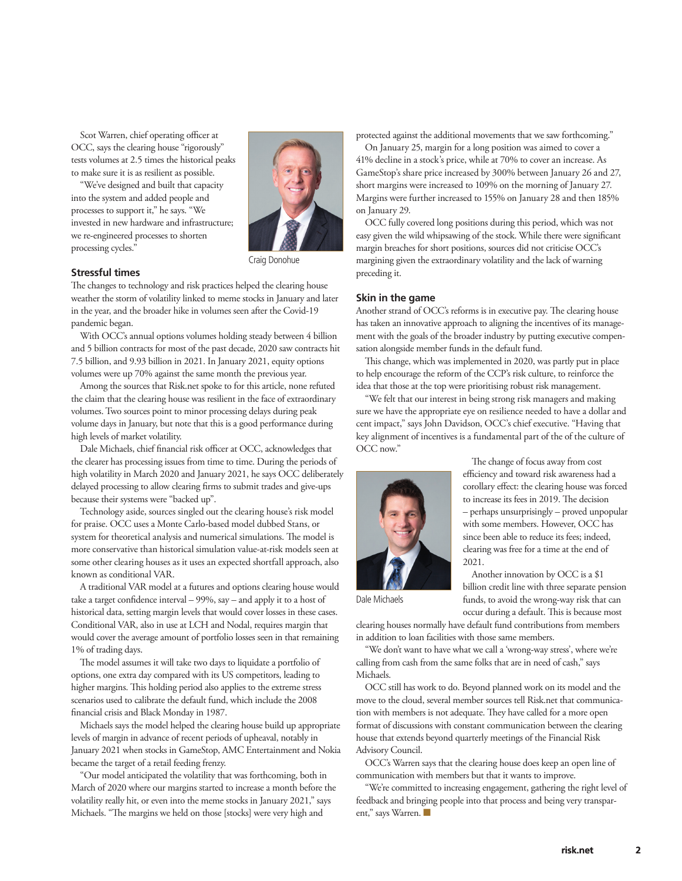Scot Warren, chief operating officer at OCC, says the clearing house "rigorously" tests volumes at 2.5 times the historical peaks to make sure it is as resilient as possible.

"We've designed and built that capacity into the system and added people and processes to support it," he says. "We invested in new hardware and infrastructure; we re-engineered processes to shorten processing cycles."

Craig Donohue

## Stressful times

The changes to technology and risk practices helped the clearing house weather the storm of volatility linked to meme stocks in January and later in the year, and the broader hike in volumes seen after the Covid-19 pandemic began.

With OCC's annual options volumes holding steady between 4 billion and 5 billion contracts for most of the past decade, 2020 saw contracts hit 7.5 billion, and 9.93 billion in 2021. In January 2021, equity options volumes were up 70% against the same month the previous year.

Among the sources that Risk.net spoke to for this article, none refuted the claim that the clearing house was resilient in the face of extraordinary volumes. Two sources point to minor processing delays during peak volume days in January, but note that this is a good performance during high levels of market volatility.

Dale Michaels, chief financial risk officer at OCC, acknowledges that the clearer has processing issues from time to time. During the periods of high volatility in March 2020 and January 2021, he says OCC deliberately delayed processing to allow clearing firms to submit trades and give-ups because their systems were "backed up".

Technology aside, sources singled out the clearing house's risk model for praise. OCC uses a Monte Carlo-based model dubbed Stans, or system for theoretical analysis and numerical simulations. The model is more conservative than historical simulation value-at-risk models seen at some other clearing houses as it uses an expected shortfall approach, also known as conditional VAR.

A traditional VAR model at a futures and options clearing house would take a target confidence interval – 99%, say – and apply it to a host of historical data, setting margin levels that would cover losses in these cases. Conditional VAR, also in use at LCH and Nodal, requires margin that would cover the average amount of portfolio losses seen in that remaining 1% of trading days.

The model assumes it will take two days to liquidate a portfolio of options, one extra day compared with its US competitors, leading to higher margins. This holding period also applies to the extreme stress scenarios used to calibrate the default fund, which include the 2008 financial crisis and Black Monday in 1987.

Michaels says the model helped the clearing house build up appropriate levels of margin in advance of recent periods of upheaval, notably in January 2021 when stocks in GameStop, AMC Entertainment and Nokia became the target of a retail feeding frenzy.

"Our model anticipated the volatility that was forthcoming, both in March of 2020 where our margins started to increase a month before the volatility really hit, or even into the meme stocks in January 2021," says Michaels. "The margins we held on those [stocks] were very high and protected against the additional movements that we saw forthcoming."

On January 25, margin for a long position was aimed to cover a 41% decline in a stock's price, while at 70% to cover an increase. As GameStop's share price increased by 300% between January 26 and 27, short margins were increased to 109% on the morning of January 27. Margins were further increased to 155% on January 28 and then 185% on January 29.

OCC fully covered long positions during this period, which was not easy given the wild whipsawing of the stock. While there were significant margin breaches for short positions, sources did not criticise OCC's margining given the extraordinary volatility and the lack of warning preceding it.

## Skin in the game

Another strand of OCC's reforms is in executive pay. The clearing house has taken an innovative approach to aligning the incentives of its management with the goals of the broader industry by putting executive compensation alongside member funds in the default fund.

This change, which was implemented in 2020, was partly put in place to help encourage the reform of the CCP's risk culture, to reinforce the idea that those at the top were prioritising robust risk management.

"We felt that our interest in being strong risk managers and making sure we have the appropriate eye on resilience needed to have a dollar and cent impact," says John Davidson, OCC's chief executive. "Having that key alignment of incentives is a fundamental part of the of the culture of OCC now."

Dale Michaels

The change of focus away from cost efficiency and toward risk awareness had a corollary effect: the clearing house was forced to increase its fees in 2019. The decision – perhaps unsurprisingly – proved unpopular with some members. However, OCC has since been able to reduce its fees; indeed, clearing was free for a time at the end of 2021.

Another innovation by OCC is a $1 billion credit line with three separate pension funds, to avoid the wrong-way risk that can occur during a default. This is because most clearing houses normally have default fund contributions from members in addition to loan facilities with those same members.

"We don't want to have what we call a 'wrong-way stress', where we're calling from cash from the same folks that are in need of cash," says Michaels.

OCC still has work to do. Beyond planned work on its model and the move to the cloud, several member sources tell Risk.net that communication with members is not adequate. They have called for a more open format of discussions with constant communication between the clearing house that extends beyond quarterly meetings of the Financial Risk Advisory Council.

OCC's Warren says that the clearing house does keep an open line of communication with members but that it wants to improve.

"We're committed to increasing engagement, gathering the right level of feedback and bringing people into that process and being very transparent," says Warren. ■